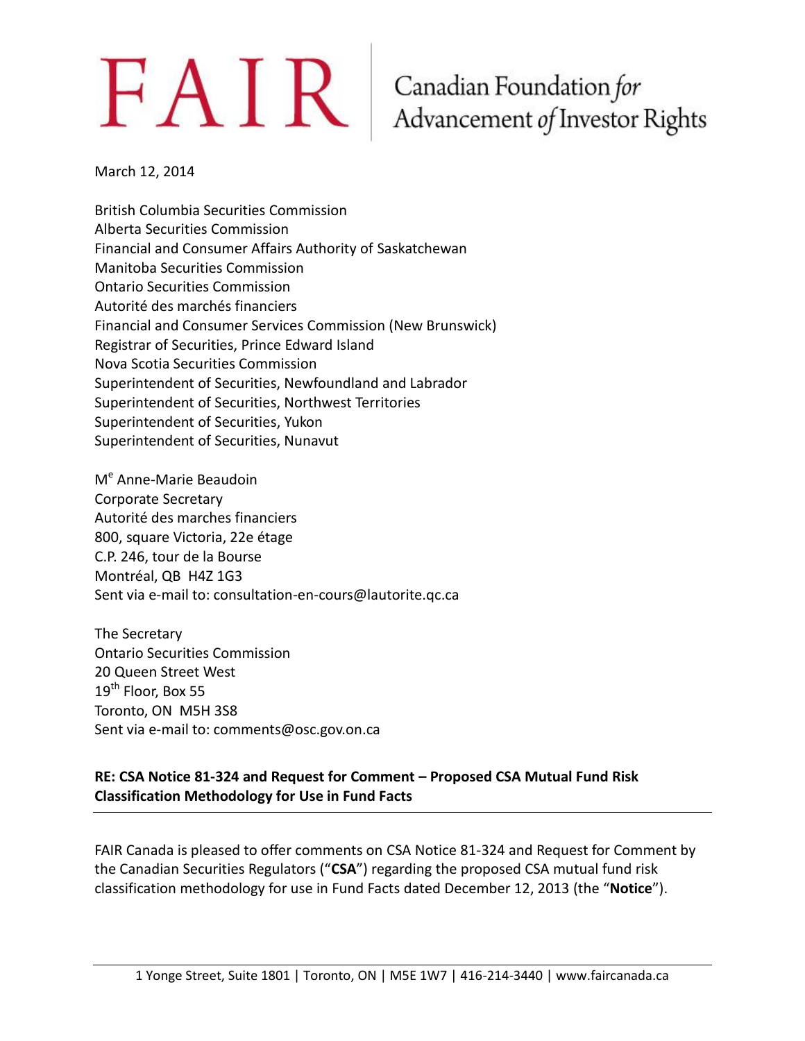# FAIR | Canadian Foundation *for* Advancement *of* Investor Rights

March 12, 2014

British Columbia Securities Commission
Alberta Securities Commission
Financial and Consumer Affairs Authority of Saskatchewan
Manitoba Securities Commission
Ontario Securities Commission
Autorité des marchés financiers
Financial and Consumer Services Commission (New Brunswick)
Registrar of Securities, Prince Edward Island
Nova Scotia Securities Commission
Superintendent of Securities, Newfoundland and Labrador
Superintendent of Securities, Northwest Territories
Superintendent of Securities, Yukon
Superintendent of Securities, Nunavut

Me Anne-Marie Beaudoin
Corporate Secretary
Autorité des marches financiers
800, square Victoria, 22e étage
C.P. 246, tour de la Bourse
Montréal, QB H4Z 1G3
Sent via e-mail to: consultation-en-cours@lautorite.qc.ca

The Secretary
Ontario Securities Commission
20 Queen Street West
19th Floor, Box 55
Toronto, ON M5H 3S8
Sent via e-mail to: comments@osc.gov.on.ca

**RE: CSA Notice 81-324 and Request for Comment – Proposed CSA Mutual Fund Risk Classification Methodology for Use in Fund Facts**

---

FAIR Canada is pleased to offer comments on CSA Notice 81-324 and Request for Comment by the Canadian Securities Regulators ("**CSA**") regarding the proposed CSA mutual fund risk classification methodology for use in Fund Facts dated December 12, 2013 (the "**Notice**").

1 Yonge Street, Suite 1801 | Toronto, ON | M5E 1W7 | 416-214-3440 | www.faircanada.ca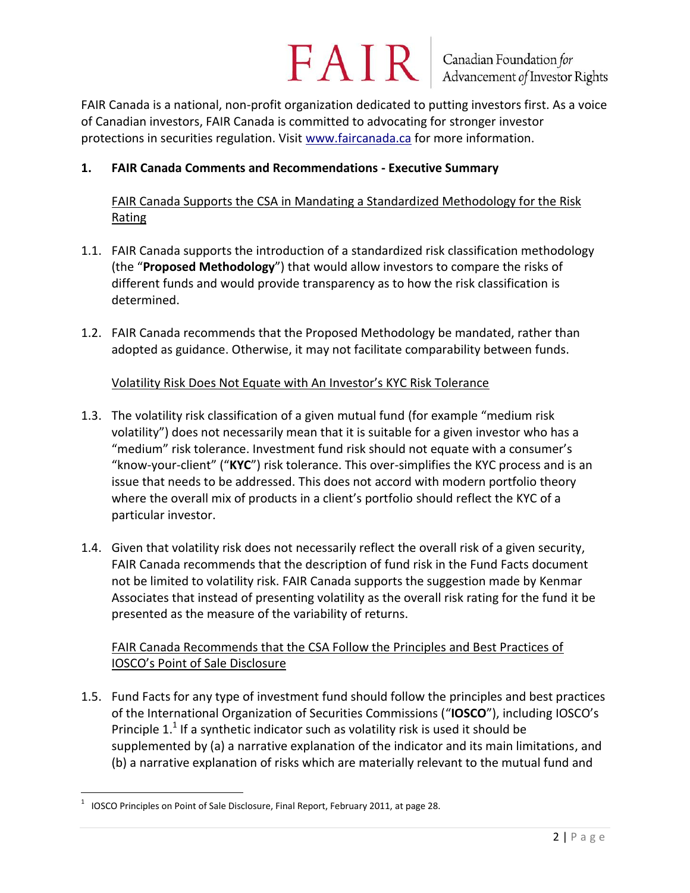FAIR Canada is a national, non-profit organization dedicated to putting investors first. As a voice of Canadian investors, FAIR Canada is committed to advocating for stronger investor protections in securities regulation. Visit www.faircanada.ca for more information.

## 1. FAIR Canada Comments and Recommendations - Executive Summary

FAIR Canada Supports the CSA in Mandating a Standardized Methodology for the Risk Rating

1.1. FAIR Canada supports the introduction of a standardized risk classification methodology (the "**Proposed Methodology**") that would allow investors to compare the risks of different funds and would provide transparency as to how the risk classification is determined.

1.2. FAIR Canada recommends that the Proposed Methodology be mandated, rather than adopted as guidance. Otherwise, it may not facilitate comparability between funds.

Volatility Risk Does Not Equate with An Investor's KYC Risk Tolerance

1.3. The volatility risk classification of a given mutual fund (for example "medium risk volatility") does not necessarily mean that it is suitable for a given investor who has a "medium" risk tolerance. Investment fund risk should not equate with a consumer's "know-your-client" ("**KYC**") risk tolerance. This over-simplifies the KYC process and is an issue that needs to be addressed. This does not accord with modern portfolio theory where the overall mix of products in a client's portfolio should reflect the KYC of a particular investor.

1.4. Given that volatility risk does not necessarily reflect the overall risk of a given security, FAIR Canada recommends that the description of fund risk in the Fund Facts document not be limited to volatility risk. FAIR Canada supports the suggestion made by Kenmar Associates that instead of presenting volatility as the overall risk rating for the fund it be presented as the measure of the variability of returns.

FAIR Canada Recommends that the CSA Follow the Principles and Best Practices of IOSCO's Point of Sale Disclosure

1.5. Fund Facts for any type of investment fund should follow the principles and best practices of the International Organization of Securities Commissions ("**IOSCO**"), including IOSCO's Principle 1.[1] If a synthetic indicator such as volatility risk is used it should be supplemented by (a) a narrative explanation of the indicator and its main limitations, and (b) a narrative explanation of risks which are materially relevant to the mutual fund and

[1] IOSCO Principles on Point of Sale Disclosure, Final Report, February 2011, at page 28.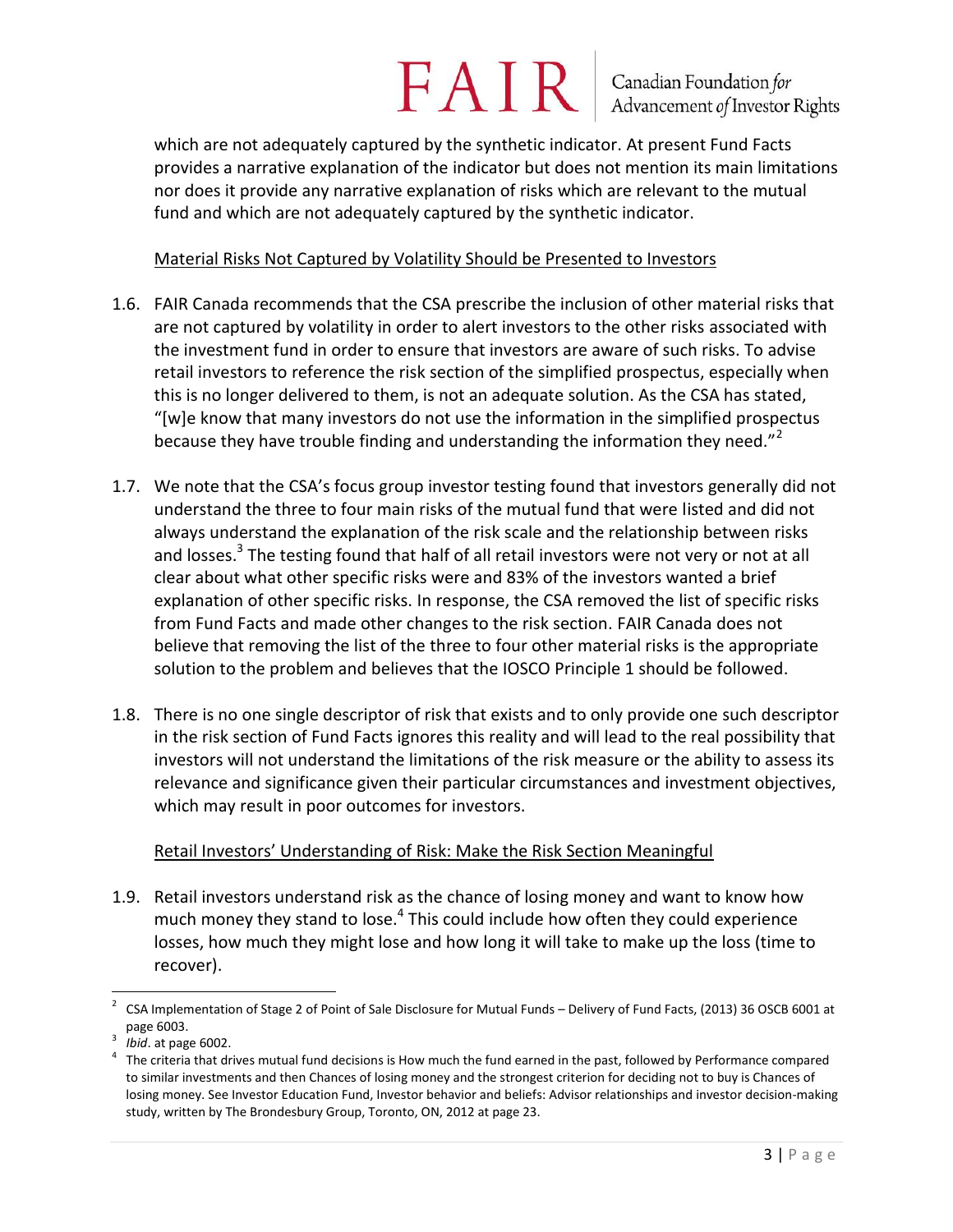which are not adequately captured by the synthetic indicator. At present Fund Facts provides a narrative explanation of the indicator but does not mention its main limitations nor does it provide any narrative explanation of risks which are relevant to the mutual fund and which are not adequately captured by the synthetic indicator.

<u>Material Risks Not Captured by Volatility Should be Presented to Investors</u>

1.6. FAIR Canada recommends that the CSA prescribe the inclusion of other material risks that are not captured by volatility in order to alert investors to the other risks associated with the investment fund in order to ensure that investors are aware of such risks. To advise retail investors to reference the risk section of the simplified prospectus, especially when this is no longer delivered to them, is not an adequate solution. As the CSA has stated, "[w]e know that many investors do not use the information in the simplified prospectus because they have trouble finding and understanding the information they need."[2]

1.7. We note that the CSA's focus group investor testing found that investors generally did not understand the three to four main risks of the mutual fund that were listed and did not always understand the explanation of the risk scale and the relationship between risks and losses.[3] The testing found that half of all retail investors were not very or not at all clear about what other specific risks were and 83% of the investors wanted a brief explanation of other specific risks. In response, the CSA removed the list of specific risks from Fund Facts and made other changes to the risk section. FAIR Canada does not believe that removing the list of the three to four other material risks is the appropriate solution to the problem and believes that the IOSCO Principle 1 should be followed.

1.8. There is no one single descriptor of risk that exists and to only provide one such descriptor in the risk section of Fund Facts ignores this reality and will lead to the real possibility that investors will not understand the limitations of the risk measure or the ability to assess its relevance and significance given their particular circumstances and investment objectives, which may result in poor outcomes for investors.

<u>Retail Investors' Understanding of Risk: Make the Risk Section Meaningful</u>

1.9. Retail investors understand risk as the chance of losing money and want to know how much money they stand to lose.[4] This could include how often they could experience losses, how much they might lose and how long it will take to make up the loss (time to recover).

---

[2] CSA Implementation of Stage 2 of Point of Sale Disclosure for Mutual Funds – Delivery of Fund Facts, (2013) 36 OSCB 6001 at page 6003.

[3] *Ibid*. at page 6002.

[4] The criteria that drives mutual fund decisions is How much the fund earned in the past, followed by Performance compared to similar investments and then Chances of losing money and the strongest criterion for deciding not to buy is Chances of losing money. See Investor Education Fund, Investor behavior and beliefs: Advisor relationships and investor decision-making study, written by The Brondesbury Group, Toronto, ON, 2012 at page 23.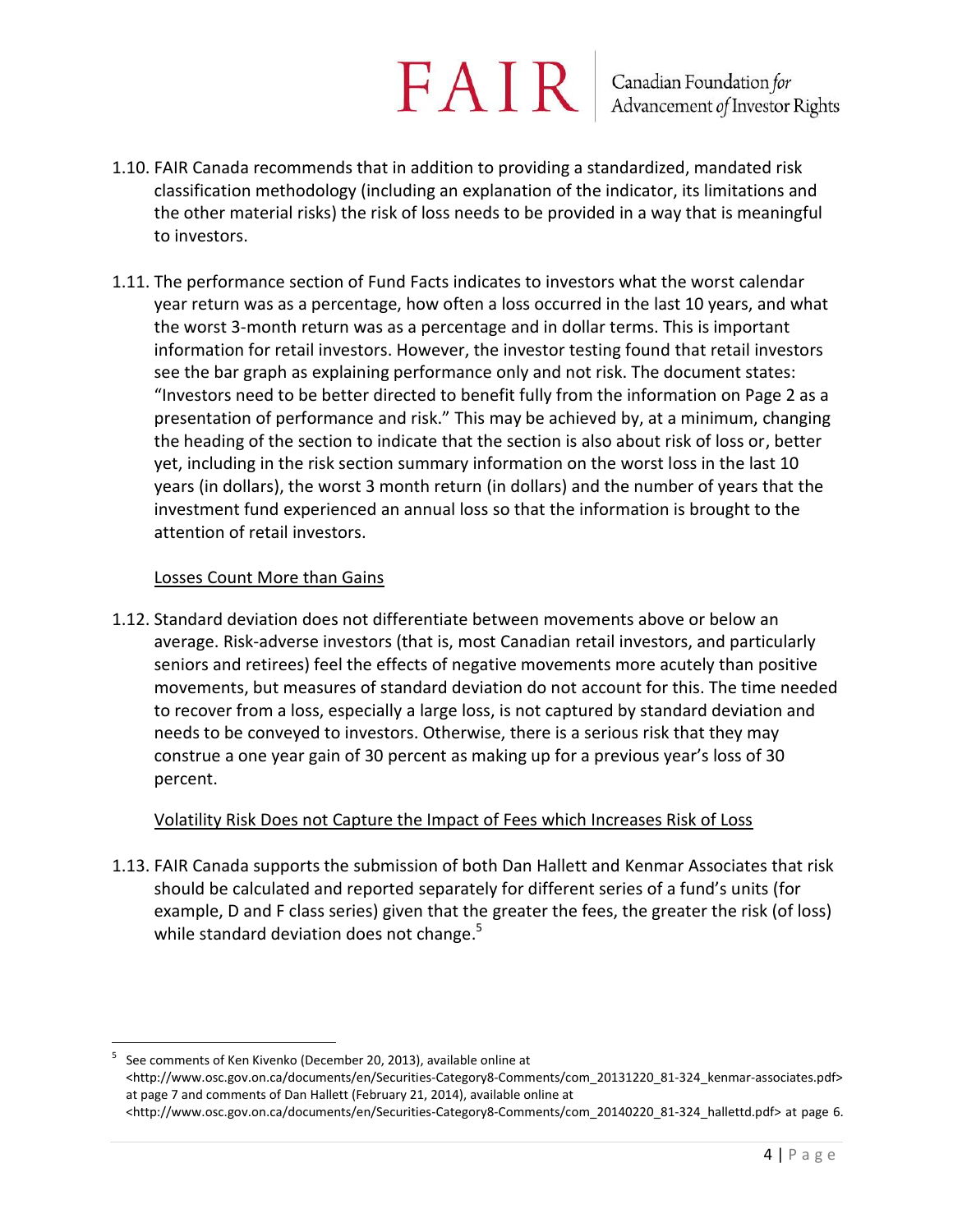1.10. FAIR Canada recommends that in addition to providing a standardized, mandated risk classification methodology (including an explanation of the indicator, its limitations and the other material risks) the risk of loss needs to be provided in a way that is meaningful to investors.

1.11. The performance section of Fund Facts indicates to investors what the worst calendar year return was as a percentage, how often a loss occurred in the last 10 years, and what the worst 3-month return was as a percentage and in dollar terms. This is important information for retail investors. However, the investor testing found that retail investors see the bar graph as explaining performance only and not risk. The document states: "Investors need to be better directed to benefit fully from the information on Page 2 as a presentation of performance and risk." This may be achieved by, at a minimum, changing the heading of the section to indicate that the section is also about risk of loss or, better yet, including in the risk section summary information on the worst loss in the last 10 years (in dollars), the worst 3 month return (in dollars) and the number of years that the investment fund experienced an annual loss so that the information is brought to the attention of retail investors.

<u>Losses Count More than Gains</u>

1.12. Standard deviation does not differentiate between movements above or below an average. Risk-adverse investors (that is, most Canadian retail investors, and particularly seniors and retirees) feel the effects of negative movements more acutely than positive movements, but measures of standard deviation do not account for this. The time needed to recover from a loss, especially a large loss, is not captured by standard deviation and needs to be conveyed to investors. Otherwise, there is a serious risk that they may construe a one year gain of 30 percent as making up for a previous year's loss of 30 percent.

<u>Volatility Risk Does not Capture the Impact of Fees which Increases Risk of Loss</u>

1.13. FAIR Canada supports the submission of both Dan Hallett and Kenmar Associates that risk should be calculated and reported separately for different series of a fund's units (for example, D and F class series) given that the greater the fees, the greater the risk (of loss) while standard deviation does not change.[5]

---

[5] See comments of Ken Kivenko (December 20, 2013), available online at <http://www.osc.gov.on.ca/documents/en/Securities-Category8-Comments/com_20131220_81-324_kenmar-associates.pdf> at page 7 and comments of Dan Hallett (February 21, 2014), available online at <http://www.osc.gov.on.ca/documents/en/Securities-Category8-Comments/com_20140220_81-324_hallettd.pdf> at page 6.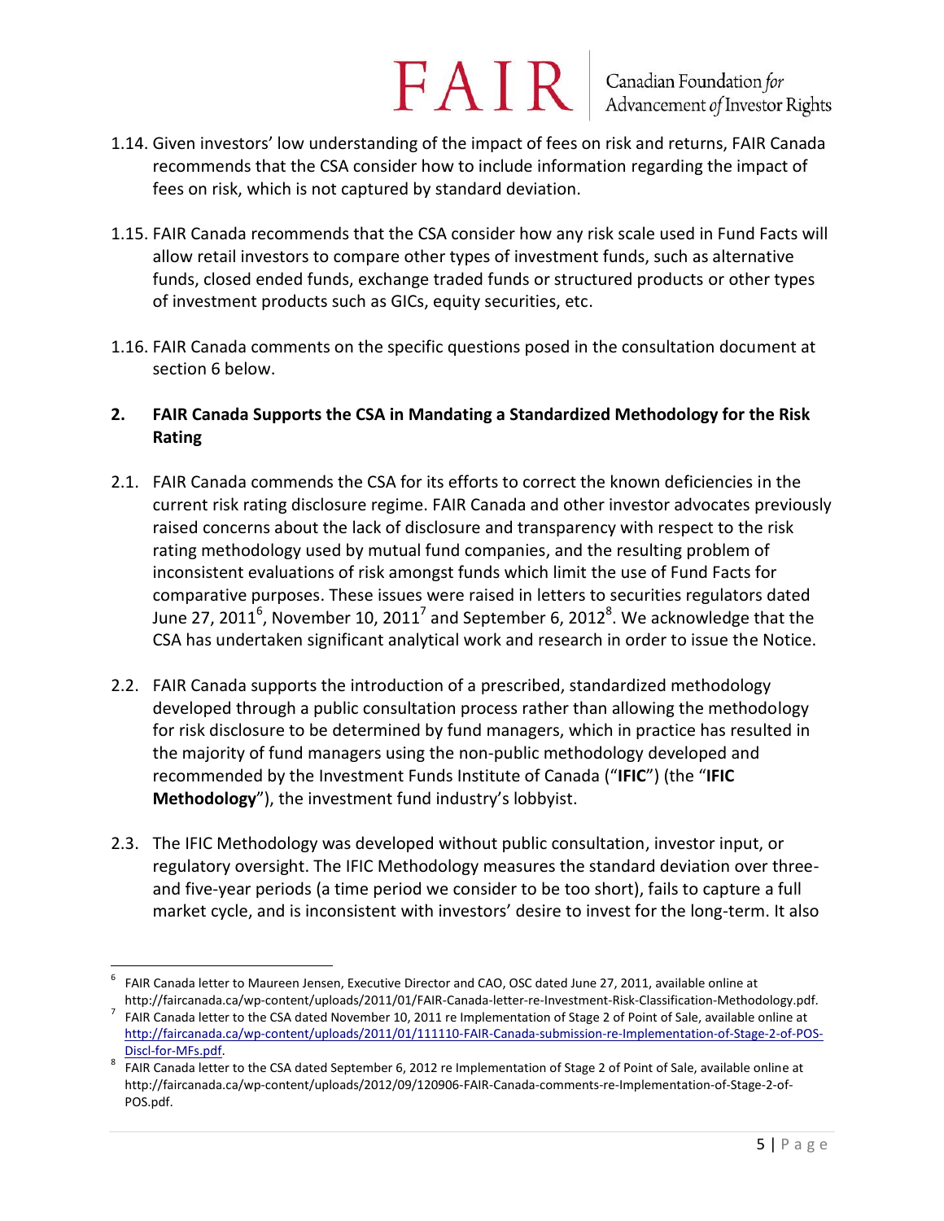1.14. Given investors' low understanding of the impact of fees on risk and returns, FAIR Canada recommends that the CSA consider how to include information regarding the impact of fees on risk, which is not captured by standard deviation.

1.15. FAIR Canada recommends that the CSA consider how any risk scale used in Fund Facts will allow retail investors to compare other types of investment funds, such as alternative funds, closed ended funds, exchange traded funds or structured products or other types of investment products such as GICs, equity securities, etc.

1.16. FAIR Canada comments on the specific questions posed in the consultation document at section 6 below.

## 2. FAIR Canada Supports the CSA in Mandating a Standardized Methodology for the Risk Rating

2.1. FAIR Canada commends the CSA for its efforts to correct the known deficiencies in the current risk rating disclosure regime. FAIR Canada and other investor advocates previously raised concerns about the lack of disclosure and transparency with respect to the risk rating methodology used by mutual fund companies, and the resulting problem of inconsistent evaluations of risk amongst funds which limit the use of Fund Facts for comparative purposes. These issues were raised in letters to securities regulators dated June 27, 2011[6], November 10, 2011[7] and September 6, 2012[8]. We acknowledge that the CSA has undertaken significant analytical work and research in order to issue the Notice.

2.2. FAIR Canada supports the introduction of a prescribed, standardized methodology developed through a public consultation process rather than allowing the methodology for risk disclosure to be determined by fund managers, which in practice has resulted in the majority of fund managers using the non-public methodology developed and recommended by the Investment Funds Institute of Canada ("**IFIC**") (the "**IFIC Methodology**"), the investment fund industry's lobbyist.

2.3. The IFIC Methodology was developed without public consultation, investor input, or regulatory oversight. The IFIC Methodology measures the standard deviation over three- and five-year periods (a time period we consider to be too short), fails to capture a full market cycle, and is inconsistent with investors' desire to invest for the long-term. It also

---

[6] FAIR Canada letter to Maureen Jensen, Executive Director and CAO, OSC dated June 27, 2011, available online at http://faircanada.ca/wp-content/uploads/2011/01/FAIR-Canada-letter-re-Investment-Risk-Classification-Methodology.pdf.

[7] FAIR Canada letter to the CSA dated November 10, 2011 re Implementation of Stage 2 of Point of Sale, available online at http://faircanada.ca/wp-content/uploads/2011/01/111110-FAIR-Canada-submission-re-Implementation-of-Stage-2-of-POS-Discl-for-MFs.pdf.

[8] FAIR Canada letter to the CSA dated September 6, 2012 re Implementation of Stage 2 of Point of Sale, available online at http://faircanada.ca/wp-content/uploads/2012/09/120906-FAIR-Canada-comments-re-Implementation-of-Stage-2-of-POS.pdf.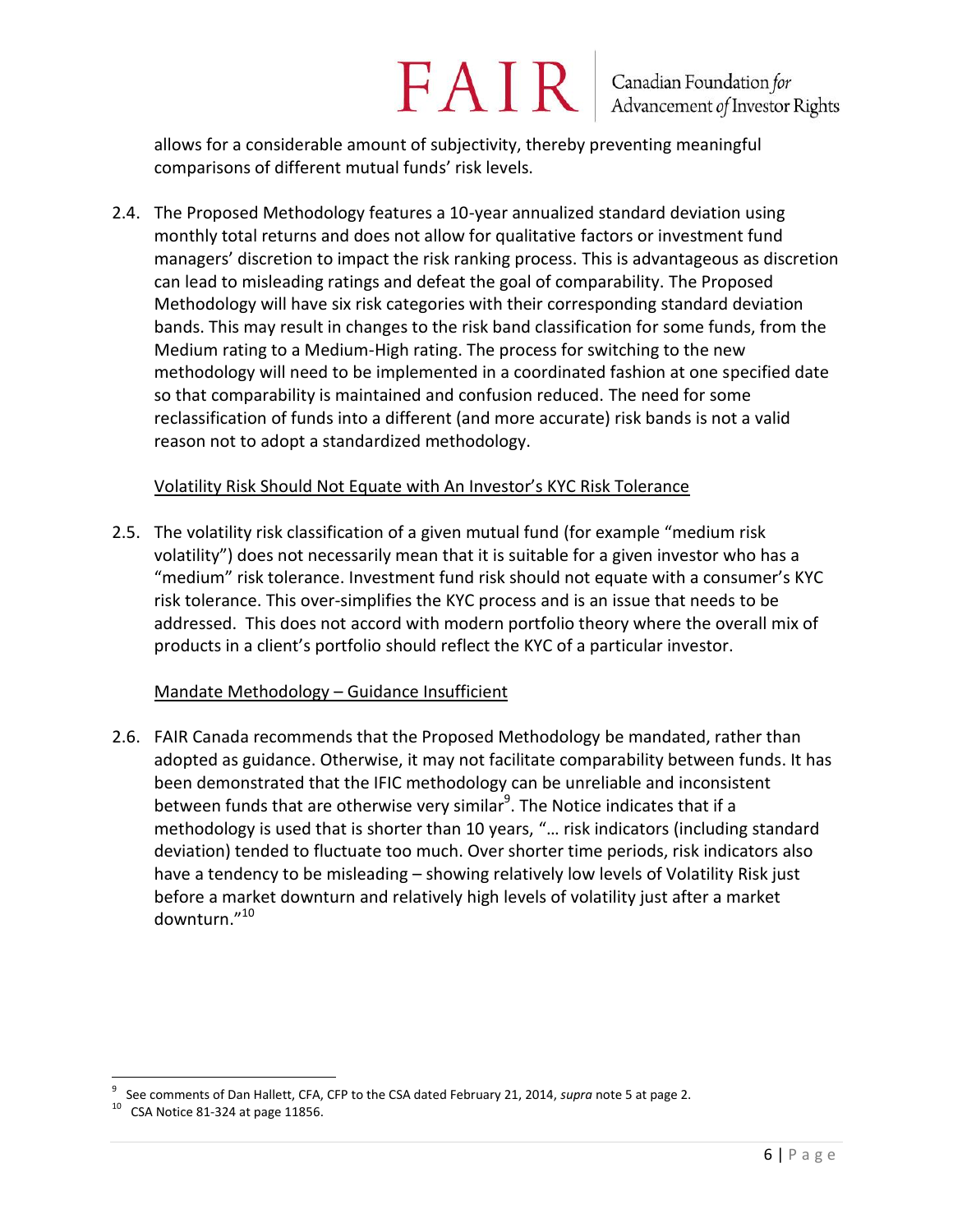allows for a considerable amount of subjectivity, thereby preventing meaningful comparisons of different mutual funds' risk levels.

2.4. The Proposed Methodology features a 10-year annualized standard deviation using monthly total returns and does not allow for qualitative factors or investment fund managers' discretion to impact the risk ranking process. This is advantageous as discretion can lead to misleading ratings and defeat the goal of comparability. The Proposed Methodology will have six risk categories with their corresponding standard deviation bands. This may result in changes to the risk band classification for some funds, from the Medium rating to a Medium-High rating. The process for switching to the new methodology will need to be implemented in a coordinated fashion at one specified date so that comparability is maintained and confusion reduced. The need for some reclassification of funds into a different (and more accurate) risk bands is not a valid reason not to adopt a standardized methodology.

<u>Volatility Risk Should Not Equate with An Investor's KYC Risk Tolerance</u>

2.5. The volatility risk classification of a given mutual fund (for example "medium risk volatility") does not necessarily mean that it is suitable for a given investor who has a "medium" risk tolerance. Investment fund risk should not equate with a consumer's KYC risk tolerance. This over-simplifies the KYC process and is an issue that needs to be addressed. This does not accord with modern portfolio theory where the overall mix of products in a client's portfolio should reflect the KYC of a particular investor.

<u>Mandate Methodology – Guidance Insufficient</u>

2.6. FAIR Canada recommends that the Proposed Methodology be mandated, rather than adopted as guidance. Otherwise, it may not facilitate comparability between funds. It has been demonstrated that the IFIC methodology can be unreliable and inconsistent between funds that are otherwise very similar[9]. The Notice indicates that if a methodology is used that is shorter than 10 years, "… risk indicators (including standard deviation) tended to fluctuate too much. Over shorter time periods, risk indicators also have a tendency to be misleading – showing relatively low levels of Volatility Risk just before a market downturn and relatively high levels of volatility just after a market downturn."[10]

---

[9] See comments of Dan Hallett, CFA, CFP to the CSA dated February 21, 2014, *supra* note 5 at page 2.

[10] CSA Notice 81-324 at page 11856.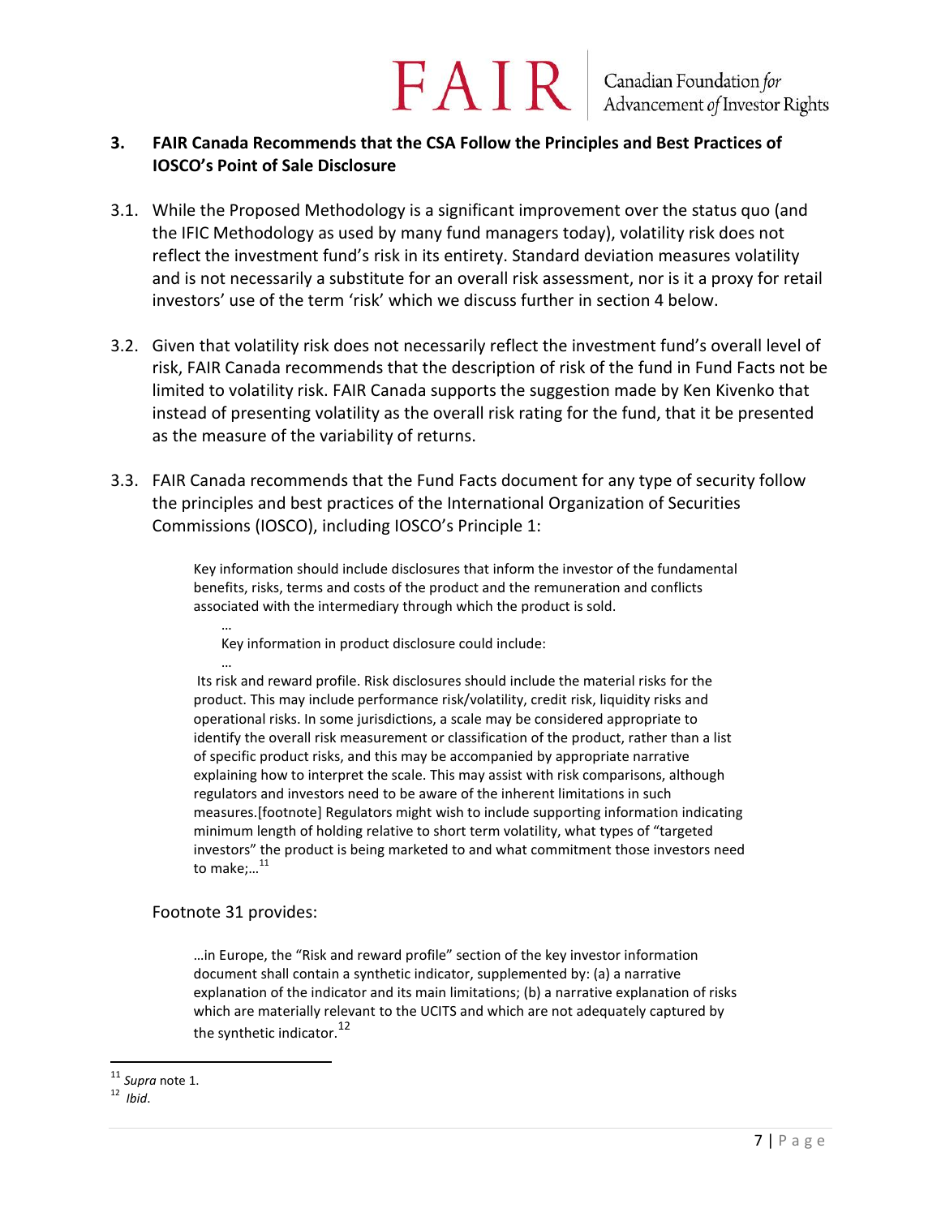### 3. FAIR Canada Recommends that the CSA Follow the Principles and Best Practices of IOSCO's Point of Sale Disclosure

3.1. While the Proposed Methodology is a significant improvement over the status quo (and the IFIC Methodology as used by many fund managers today), volatility risk does not reflect the investment fund's risk in its entirety. Standard deviation measures volatility and is not necessarily a substitute for an overall risk assessment, nor is it a proxy for retail investors' use of the term 'risk' which we discuss further in section 4 below.

3.2. Given that volatility risk does not necessarily reflect the investment fund's overall level of risk, FAIR Canada recommends that the description of risk of the fund in Fund Facts not be limited to volatility risk. FAIR Canada supports the suggestion made by Ken Kivenko that instead of presenting volatility as the overall risk rating for the fund, that it be presented as the measure of the variability of returns.

3.3. FAIR Canada recommends that the Fund Facts document for any type of security follow the principles and best practices of the International Organization of Securities Commissions (IOSCO), including IOSCO's Principle 1:

> Key information should include disclosures that inform the investor of the fundamental benefits, risks, terms and costs of the product and the remuneration and conflicts associated with the intermediary through which the product is sold.
>
> …
>
> Key information in product disclosure could include:
>
> …
>
> Its risk and reward profile. Risk disclosures should include the material risks for the product. This may include performance risk/volatility, credit risk, liquidity risks and operational risks. In some jurisdictions, a scale may be considered appropriate to identify the overall risk measurement or classification of the product, rather than a list of specific product risks, and this may be accompanied by appropriate narrative explaining how to interpret the scale. This may assist with risk comparisons, although regulators and investors need to be aware of the inherent limitations in such measures.[footnote] Regulators might wish to include supporting information indicating minimum length of holding relative to short term volatility, what types of "targeted investors" the product is being marketed to and what commitment those investors need to make;…[11]

Footnote 31 provides:

> …in Europe, the "Risk and reward profile" section of the key investor information document shall contain a synthetic indicator, supplemented by: (a) a narrative explanation of the indicator and its main limitations; (b) a narrative explanation of risks which are materially relevant to the UCITS and which are not adequately captured by the synthetic indicator.[12]

---

[11] *Supra* note 1.

[12] *Ibid*.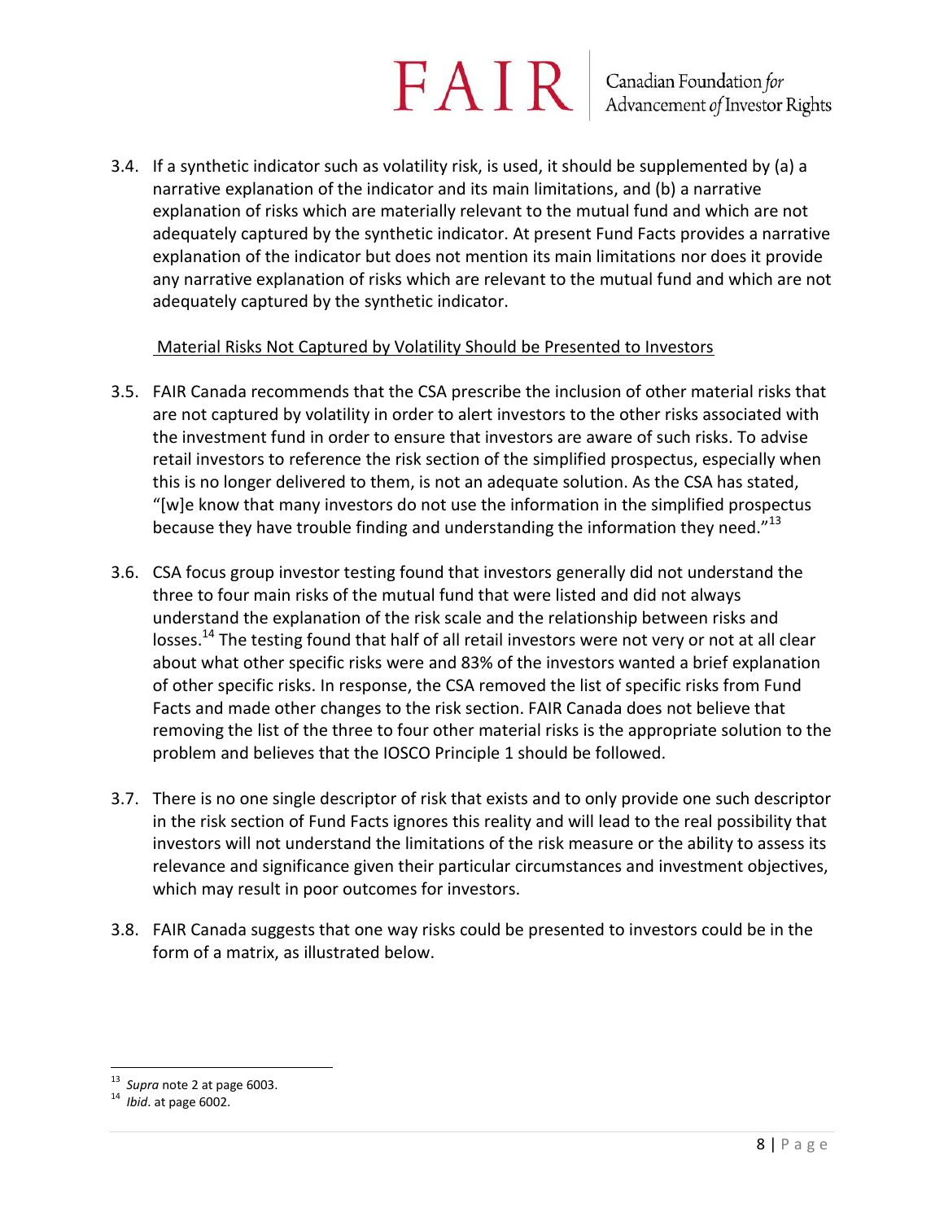3.4. If a synthetic indicator such as volatility risk, is used, it should be supplemented by (a) a narrative explanation of the indicator and its main limitations, and (b) a narrative explanation of risks which are materially relevant to the mutual fund and which are not adequately captured by the synthetic indicator. At present Fund Facts provides a narrative explanation of the indicator but does not mention its main limitations nor does it provide any narrative explanation of risks which are relevant to the mutual fund and which are not adequately captured by the synthetic indicator.

Material Risks Not Captured by Volatility Should be Presented to Investors

3.5. FAIR Canada recommends that the CSA prescribe the inclusion of other material risks that are not captured by volatility in order to alert investors to the other risks associated with the investment fund in order to ensure that investors are aware of such risks. To advise retail investors to reference the risk section of the simplified prospectus, especially when this is no longer delivered to them, is not an adequate solution. As the CSA has stated, "[w]e know that many investors do not use the information in the simplified prospectus because they have trouble finding and understanding the information they need."[13]

3.6. CSA focus group investor testing found that investors generally did not understand the three to four main risks of the mutual fund that were listed and did not always understand the explanation of the risk scale and the relationship between risks and losses.[14] The testing found that half of all retail investors were not very or not at all clear about what other specific risks were and 83% of the investors wanted a brief explanation of other specific risks. In response, the CSA removed the list of specific risks from Fund Facts and made other changes to the risk section. FAIR Canada does not believe that removing the list of the three to four other material risks is the appropriate solution to the problem and believes that the IOSCO Principle 1 should be followed.

3.7. There is no one single descriptor of risk that exists and to only provide one such descriptor in the risk section of Fund Facts ignores this reality and will lead to the real possibility that investors will not understand the limitations of the risk measure or the ability to assess its relevance and significance given their particular circumstances and investment objectives, which may result in poor outcomes for investors.

3.8. FAIR Canada suggests that one way risks could be presented to investors could be in the form of a matrix, as illustrated below.

---

[13] *Supra* note 2 at page 6003.

[14] *Ibid*. at page 6002.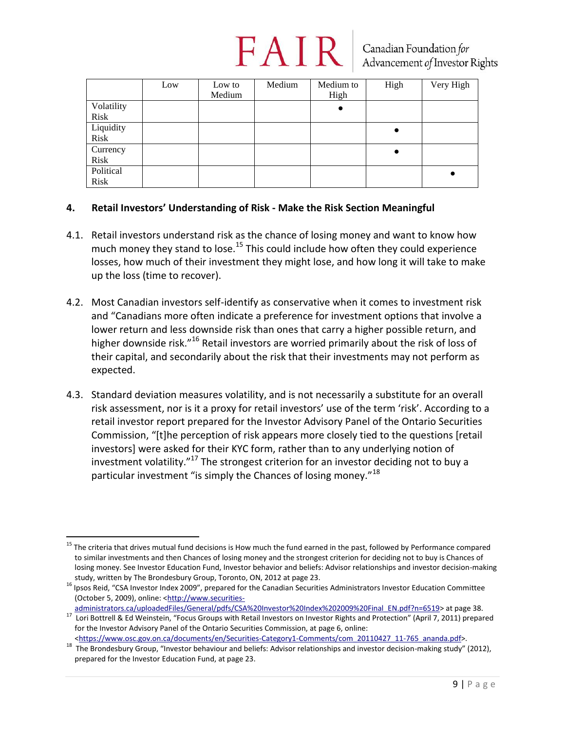| | Low | Low to Medium | Medium | Medium to High | High | Very High |
|---|---|---|---|---|---|---|
| Volatility Risk | | | | ● | | |
| Liquidity Risk | | | | | ● | |
| Currency Risk | | | | | ● | |
| Political Risk | | | | | | ● |

## 4. Retail Investors' Understanding of Risk - Make the Risk Section Meaningful

4.1. Retail investors understand risk as the chance of losing money and want to know how much money they stand to lose.[15] This could include how often they could experience losses, how much of their investment they might lose, and how long it will take to make up the loss (time to recover).

4.2. Most Canadian investors self-identify as conservative when it comes to investment risk and "Canadians more often indicate a preference for investment options that involve a lower return and less downside risk than ones that carry a higher possible return, and higher downside risk."[16] Retail investors are worried primarily about the risk of loss of their capital, and secondarily about the risk that their investments may not perform as expected.

4.3. Standard deviation measures volatility, and is not necessarily a substitute for an overall risk assessment, nor is it a proxy for retail investors' use of the term 'risk'. According to a retail investor report prepared for the Investor Advisory Panel of the Ontario Securities Commission, "[t]he perception of risk appears more closely tied to the questions [retail investors] were asked for their KYC form, rather than to any underlying notion of investment volatility."[17] The strongest criterion for an investor deciding not to buy a particular investment "is simply the Chances of losing money."[18]

---

[15] The criteria that drives mutual fund decisions is How much the fund earned in the past, followed by Performance compared to similar investments and then Chances of losing money and the strongest criterion for deciding not to buy is Chances of losing money. See Investor Education Fund, Investor behavior and beliefs: Advisor relationships and investor decision-making study, written by The Brondesbury Group, Toronto, ON, 2012 at page 23.

[16] Ipsos Reid, "CSA Investor Index 2009", prepared for the Canadian Securities Administrators Investor Education Committee (October 5, 2009), online: <http://www.securities-administrators.ca/uploadedFiles/General/pdfs/CSA%20Investor%20Index%202009%20Final_EN.pdf?n=6519> at page 38.

[17] Lori Bottrell & Ed Weinstein, "Focus Groups with Retail Investors on Investor Rights and Protection" (April 7, 2011) prepared for the Investor Advisory Panel of the Ontario Securities Commission, at page 6, online: <https://www.osc.gov.on.ca/documents/en/Securities-Category1-Comments/com_20110427_11-765_ananda.pdf>.

[18] The Brondesbury Group, "Investor behaviour and beliefs: Advisor relationships and investor decision-making study" (2012), prepared for the Investor Education Fund, at page 23.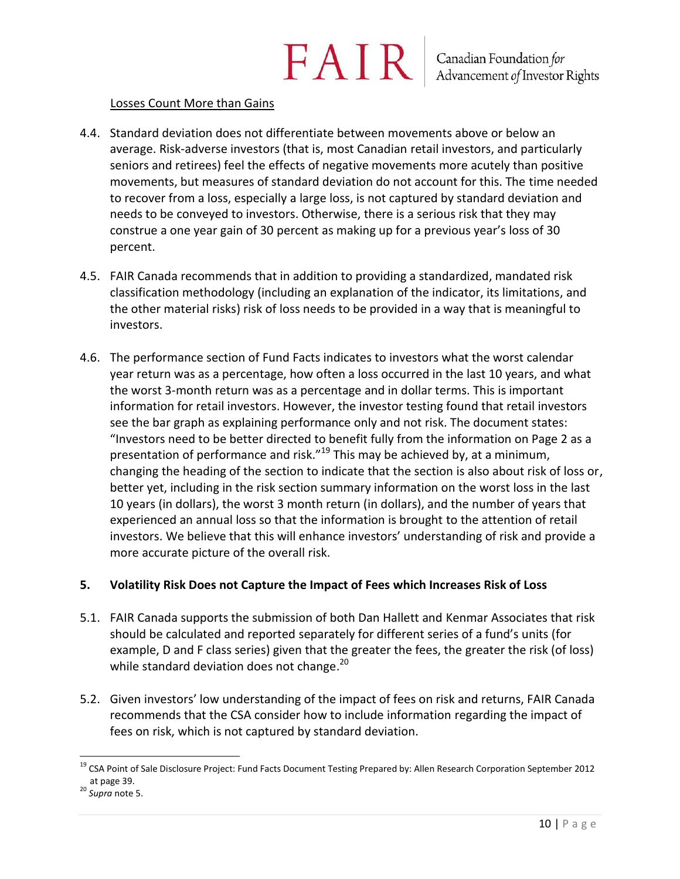<u>Losses Count More than Gains</u>

4.4. Standard deviation does not differentiate between movements above or below an average. Risk-adverse investors (that is, most Canadian retail investors, and particularly seniors and retirees) feel the effects of negative movements more acutely than positive movements, but measures of standard deviation do not account for this. The time needed to recover from a loss, especially a large loss, is not captured by standard deviation and needs to be conveyed to investors. Otherwise, there is a serious risk that they may construe a one year gain of 30 percent as making up for a previous year's loss of 30 percent.

4.5. FAIR Canada recommends that in addition to providing a standardized, mandated risk classification methodology (including an explanation of the indicator, its limitations, and the other material risks) risk of loss needs to be provided in a way that is meaningful to investors.

4.6. The performance section of Fund Facts indicates to investors what the worst calendar year return was as a percentage, how often a loss occurred in the last 10 years, and what the worst 3-month return was as a percentage and in dollar terms. This is important information for retail investors. However, the investor testing found that retail investors see the bar graph as explaining performance only and not risk. The document states: "Investors need to be better directed to benefit fully from the information on Page 2 as a presentation of performance and risk."[19] This may be achieved by, at a minimum, changing the heading of the section to indicate that the section is also about risk of loss or, better yet, including in the risk section summary information on the worst loss in the last 10 years (in dollars), the worst 3 month return (in dollars), and the number of years that experienced an annual loss so that the information is brought to the attention of retail investors. We believe that this will enhance investors' understanding of risk and provide a more accurate picture of the overall risk.

## 5. Volatility Risk Does not Capture the Impact of Fees which Increases Risk of Loss

5.1. FAIR Canada supports the submission of both Dan Hallett and Kenmar Associates that risk should be calculated and reported separately for different series of a fund's units (for example, D and F class series) given that the greater the fees, the greater the risk (of loss) while standard deviation does not change.[20]

5.2. Given investors' low understanding of the impact of fees on risk and returns, FAIR Canada recommends that the CSA consider how to include information regarding the impact of fees on risk, which is not captured by standard deviation.

---

[19] CSA Point of Sale Disclosure Project: Fund Facts Document Testing Prepared by: Allen Research Corporation September 2012 at page 39.

[20] *Supra* note 5.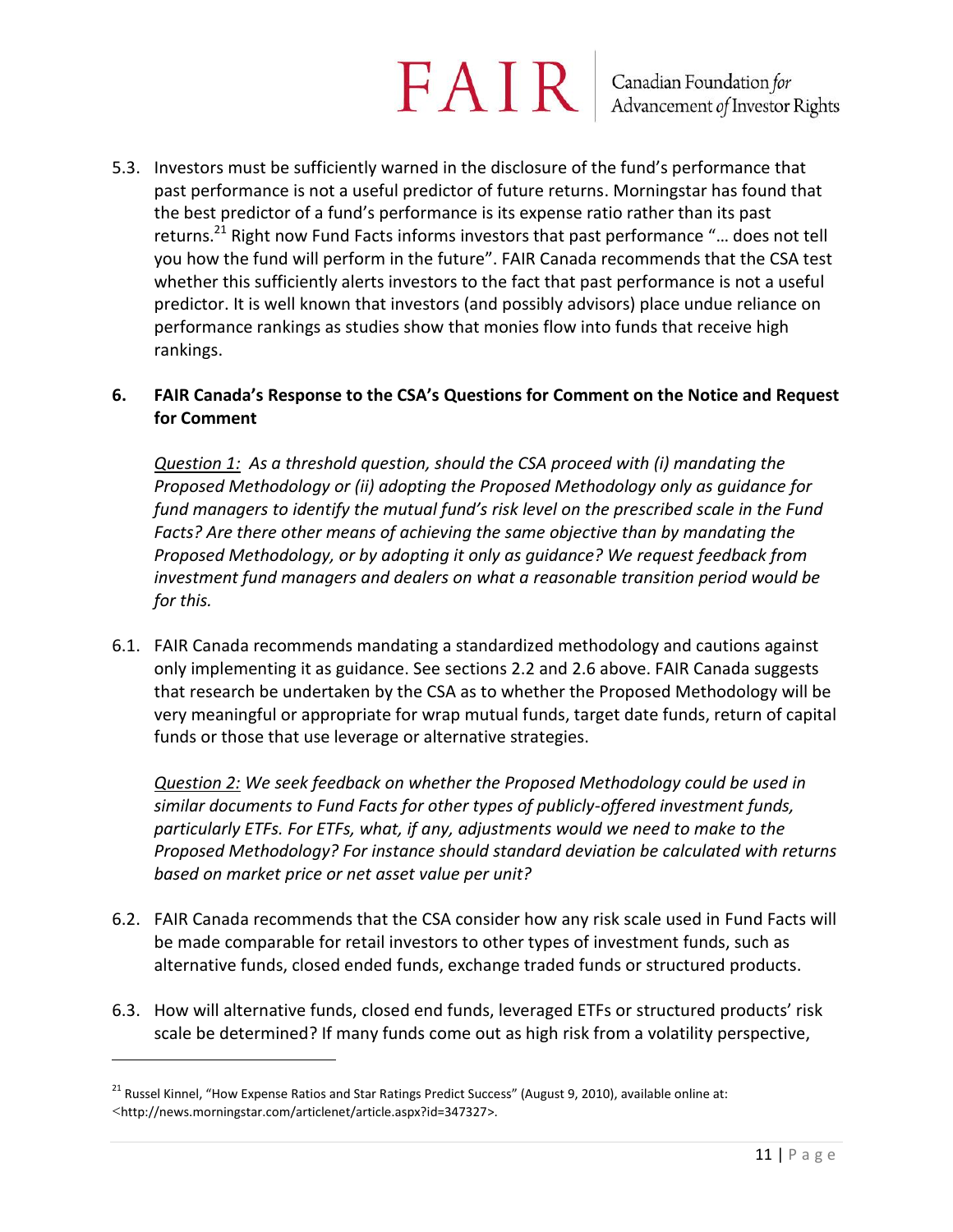5.3. Investors must be sufficiently warned in the disclosure of the fund's performance that past performance is not a useful predictor of future returns. Morningstar has found that the best predictor of a fund's performance is its expense ratio rather than its past returns.[21] Right now Fund Facts informs investors that past performance "… does not tell you how the fund will perform in the future". FAIR Canada recommends that the CSA test whether this sufficiently alerts investors to the fact that past performance is not a useful predictor. It is well known that investors (and possibly advisors) place undue reliance on performance rankings as studies show that monies flow into funds that receive high rankings.

## 6. FAIR Canada's Response to the CSA's Questions for Comment on the Notice and Request for Comment

*Question 1: As a threshold question, should the CSA proceed with (i) mandating the Proposed Methodology or (ii) adopting the Proposed Methodology only as guidance for fund managers to identify the mutual fund's risk level on the prescribed scale in the Fund Facts? Are there other means of achieving the same objective than by mandating the Proposed Methodology, or by adopting it only as guidance? We request feedback from investment fund managers and dealers on what a reasonable transition period would be for this.*

6.1. FAIR Canada recommends mandating a standardized methodology and cautions against only implementing it as guidance. See sections 2.2 and 2.6 above. FAIR Canada suggests that research be undertaken by the CSA as to whether the Proposed Methodology will be very meaningful or appropriate for wrap mutual funds, target date funds, return of capital funds or those that use leverage or alternative strategies.

*Question 2: We seek feedback on whether the Proposed Methodology could be used in similar documents to Fund Facts for other types of publicly-offered investment funds, particularly ETFs. For ETFs, what, if any, adjustments would we need to make to the Proposed Methodology? For instance should standard deviation be calculated with returns based on market price or net asset value per unit?*

6.2. FAIR Canada recommends that the CSA consider how any risk scale used in Fund Facts will be made comparable for retail investors to other types of investment funds, such as alternative funds, closed ended funds, exchange traded funds or structured products.

6.3. How will alternative funds, closed end funds, leveraged ETFs or structured products' risk scale be determined? If many funds come out as high risk from a volatility perspective,

[21] Russel Kinnel, "How Expense Ratios and Star Ratings Predict Success" (August 9, 2010), available online at: <http://news.morningstar.com/articlenet/article.aspx?id=347327>.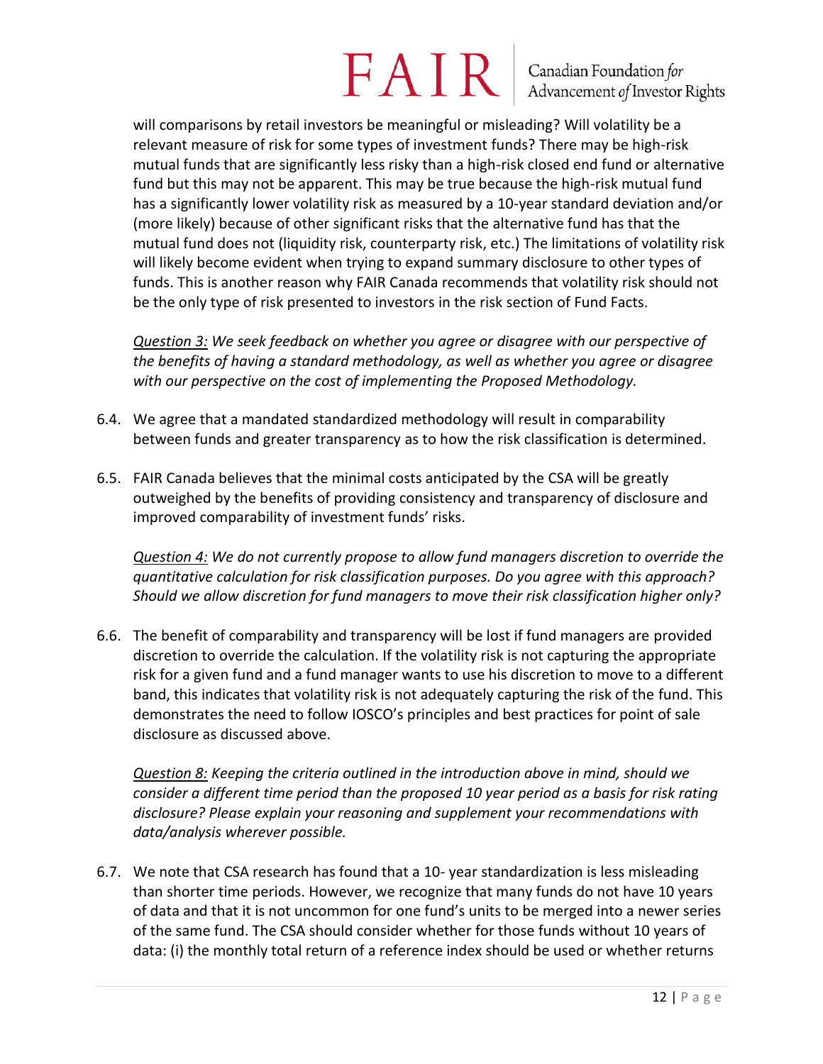will comparisons by retail investors be meaningful or misleading? Will volatility be a relevant measure of risk for some types of investment funds? There may be high-risk mutual funds that are significantly less risky than a high-risk closed end fund or alternative fund but this may not be apparent. This may be true because the high-risk mutual fund has a significantly lower volatility risk as measured by a 10-year standard deviation and/or (more likely) because of other significant risks that the alternative fund has that the mutual fund does not (liquidity risk, counterparty risk, etc.) The limitations of volatility risk will likely become evident when trying to expand summary disclosure to other types of funds. This is another reason why FAIR Canada recommends that volatility risk should not be the only type of risk presented to investors in the risk section of Fund Facts.

*<u>Question 3:</u> We seek feedback on whether you agree or disagree with our perspective of the benefits of having a standard methodology, as well as whether you agree or disagree with our perspective on the cost of implementing the Proposed Methodology.*

6.4. We agree that a mandated standardized methodology will result in comparability between funds and greater transparency as to how the risk classification is determined.

6.5. FAIR Canada believes that the minimal costs anticipated by the CSA will be greatly outweighed by the benefits of providing consistency and transparency of disclosure and improved comparability of investment funds' risks.

*<u>Question 4:</u> We do not currently propose to allow fund managers discretion to override the quantitative calculation for risk classification purposes. Do you agree with this approach? Should we allow discretion for fund managers to move their risk classification higher only?*

6.6. The benefit of comparability and transparency will be lost if fund managers are provided discretion to override the calculation. If the volatility risk is not capturing the appropriate risk for a given fund and a fund manager wants to use his discretion to move to a different band, this indicates that volatility risk is not adequately capturing the risk of the fund. This demonstrates the need to follow IOSCO's principles and best practices for point of sale disclosure as discussed above.

*<u>Question 8:</u> Keeping the criteria outlined in the introduction above in mind, should we consider a different time period than the proposed 10 year period as a basis for risk rating disclosure? Please explain your reasoning and supplement your recommendations with data/analysis wherever possible.*

6.7. We note that CSA research has found that a 10- year standardization is less misleading than shorter time periods. However, we recognize that many funds do not have 10 years of data and that it is not uncommon for one fund's units to be merged into a newer series of the same fund. The CSA should consider whether for those funds without 10 years of data: (i) the monthly total return of a reference index should be used or whether returns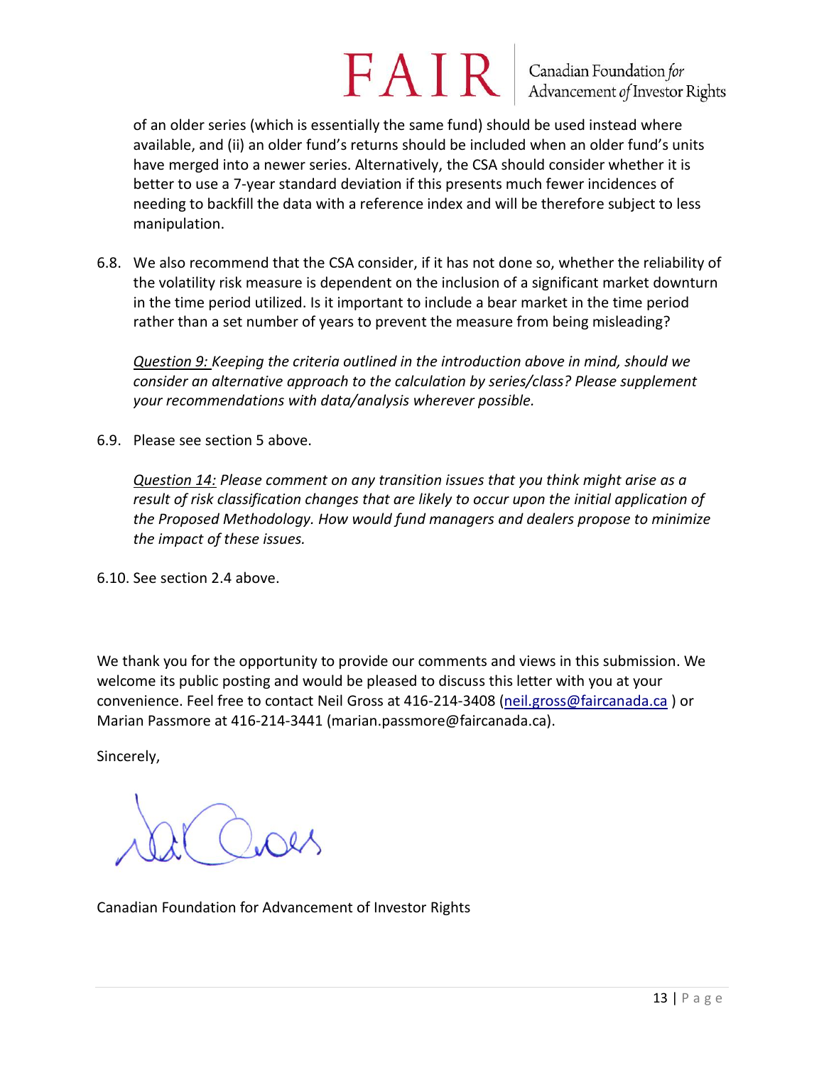of an older series (which is essentially the same fund) should be used instead where available, and (ii) an older fund's returns should be included when an older fund's units have merged into a newer series. Alternatively, the CSA should consider whether it is better to use a 7-year standard deviation if this presents much fewer incidences of needing to backfill the data with a reference index and will be therefore subject to less manipulation.

6.8. We also recommend that the CSA consider, if it has not done so, whether the reliability of the volatility risk measure is dependent on the inclusion of a significant market downturn in the time period utilized. Is it important to include a bear market in the time period rather than a set number of years to prevent the measure from being misleading?

*Question 9: Keeping the criteria outlined in the introduction above in mind, should we consider an alternative approach to the calculation by series/class? Please supplement your recommendations with data/analysis wherever possible.*

6.9. Please see section 5 above.

*Question 14: Please comment on any transition issues that you think might arise as a result of risk classification changes that are likely to occur upon the initial application of the Proposed Methodology. How would fund managers and dealers propose to minimize the impact of these issues.*

6.10. See section 2.4 above.

We thank you for the opportunity to provide our comments and views in this submission. We welcome its public posting and would be pleased to discuss this letter with you at your convenience. Feel free to contact Neil Gross at 416-214-3408 (neil.gross@faircanada.ca ) or Marian Passmore at 416-214-3441 (marian.passmore@faircanada.ca).

Sincerely,

Canadian Foundation for Advancement of Investor Rights